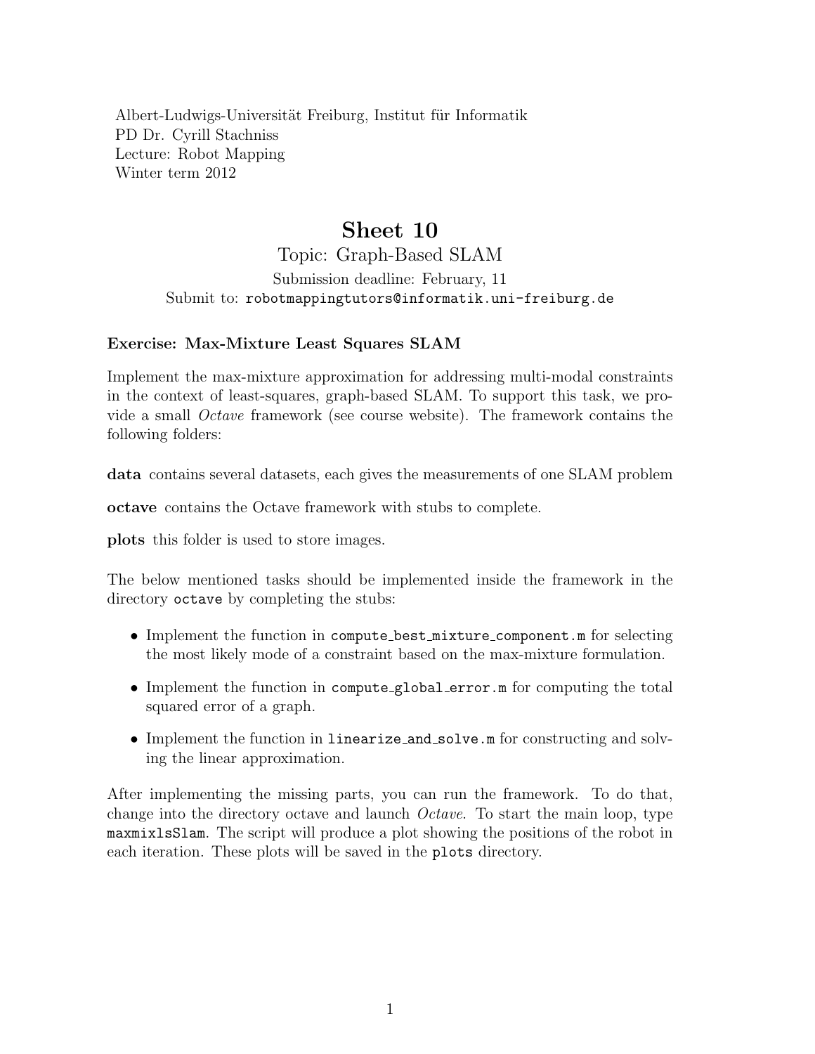Albert-Ludwigs-Universität Freiburg, Institut für Informatik
PD Dr. Cyrill Stachniss
Lecture: Robot Mapping
Winter term 2012

# Sheet 10

## Topic: Graph-Based SLAM

Submission deadline: February, 11
Submit to: `robotmappingtutors@informatik.uni-freiburg.de`

### Exercise: Max-Mixture Least Squares SLAM

Implement the max-mixture approximation for addressing multi-modal constraints in the context of least-squares, graph-based SLAM. To support this task, we provide a small *Octave* framework (see course website). The framework contains the following folders:

**data** contains several datasets, each gives the measurements of one SLAM problem

**octave** contains the Octave framework with stubs to complete.

**plots** this folder is used to store images.

The below mentioned tasks should be implemented inside the framework in the directory `octave` by completing the stubs:

- Implement the function in `compute_best_mixture_component.m` for selecting the most likely mode of a constraint based on the max-mixture formulation.
- Implement the function in `compute_global_error.m` for computing the total squared error of a graph.
- Implement the function in `linearize_and_solve.m` for constructing and solving the linear approximation.

After implementing the missing parts, you can run the framework. To do that, change into the directory octave and launch *Octave*. To start the main loop, type `maxmixlsSlam`. The script will produce a plot showing the positions of the robot in each iteration. These plots will be saved in the `plots` directory.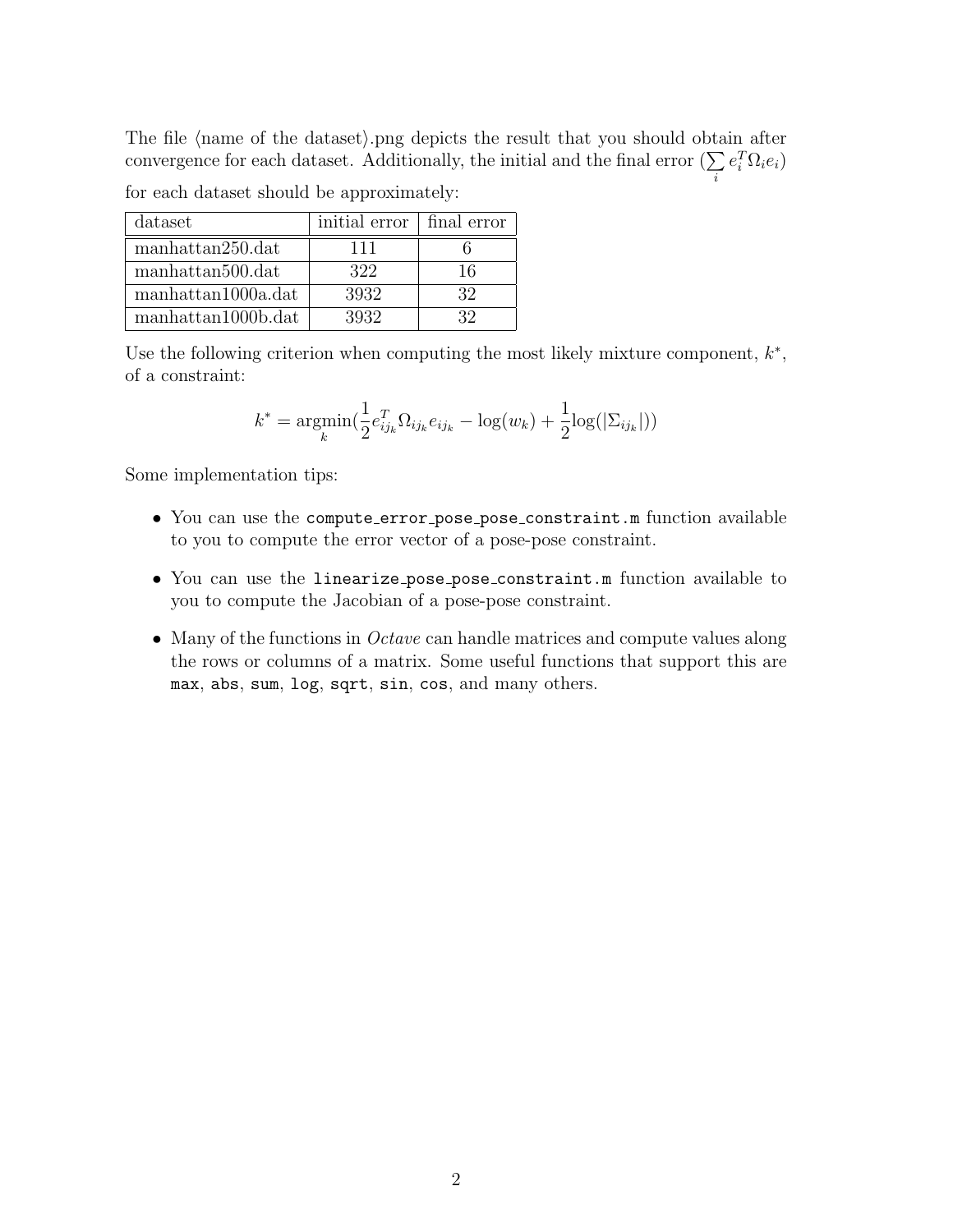The file ⟨name of the dataset⟩.png depicts the result that you should obtain after convergence for each dataset. Additionally, the initial and the final error ($\sum_i e_i^T \Omega_i e_i$) for each dataset should be approximately:

| dataset | initial error | final error |
|---|---|---|
| manhattan250.dat | 111 | 6 |
| manhattan500.dat | 322 | 16 |
| manhattan1000a.dat | 3932 | 32 |
| manhattan1000b.dat | 3932 | 32 |

Use the following criterion when computing the most likely mixture component, $k^*$, of a constraint:

$$k^* = \underset{k}{\operatorname{argmin}}\left(\frac{1}{2} e_{ij_k}^T \Omega_{ij_k} e_{ij_k} - \log(w_k) + \frac{1}{2}\log(|\Sigma_{ij_k}|)\right)$$

Some implementation tips:

- You can use the `compute_error_pose_pose_constraint.m` function available to you to compute the error vector of a pose-pose constraint.
- You can use the `linearize_pose_pose_constraint.m` function available to you to compute the Jacobian of a pose-pose constraint.
- Many of the functions in *Octave* can handle matrices and compute values along the rows or columns of a matrix. Some useful functions that support this are `max`, `abs`, `sum`, `log`, `sqrt`, `sin`, `cos`, and many others.